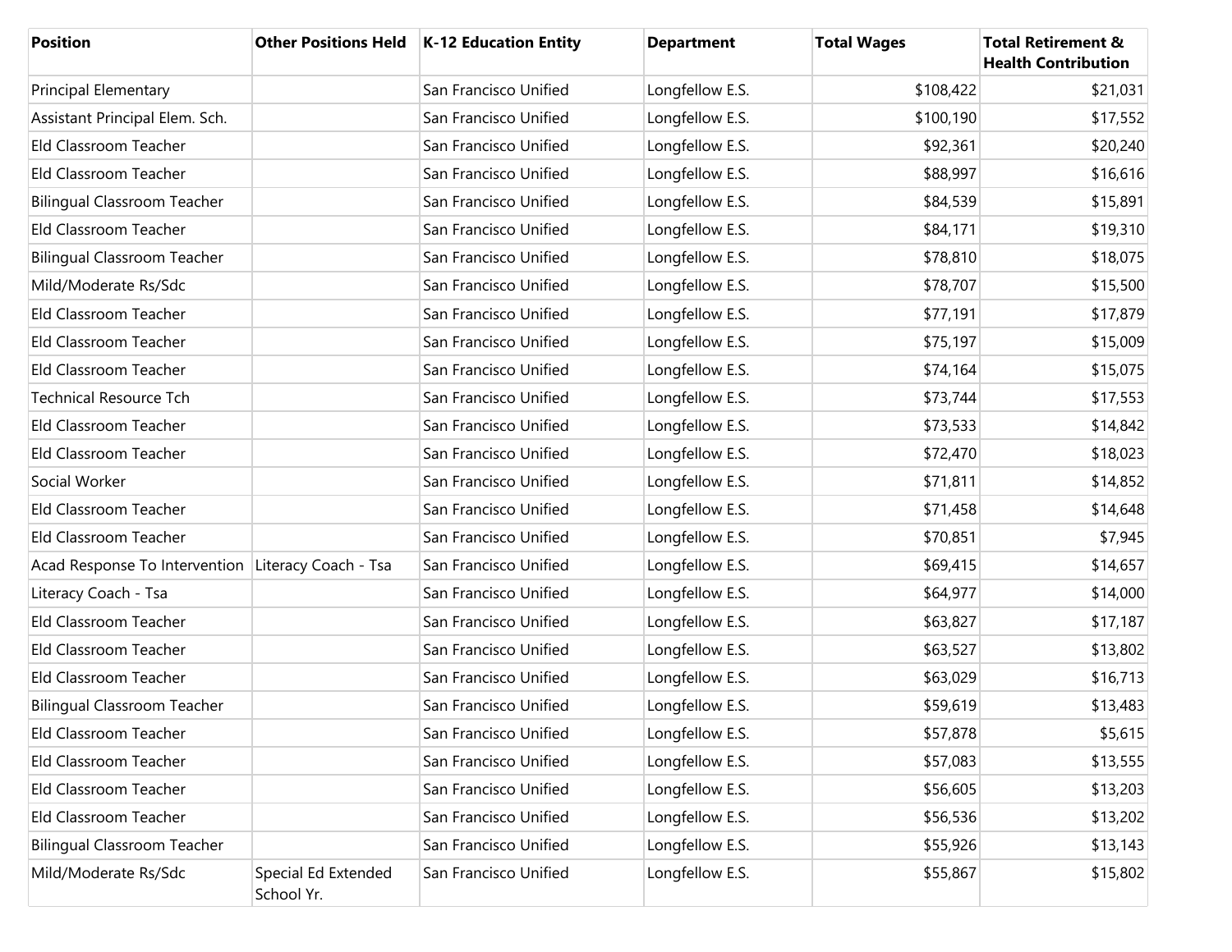| Position | Other Positions Held | K-12 Education Entity | Department | Total Wages | Total Retirement & Health Contribution |
|---|---|---|---|---|---|
| Principal Elementary | | San Francisco Unified | Longfellow E.S. | $108,422 | $21,031 |
| Assistant Principal Elem. Sch. | | San Francisco Unified | Longfellow E.S. | $100,190 | $17,552 |
| Eld Classroom Teacher | | San Francisco Unified | Longfellow E.S. | $92,361 | $20,240 |
| Eld Classroom Teacher | | San Francisco Unified | Longfellow E.S. | $88,997 | $16,616 |
| Bilingual Classroom Teacher | | San Francisco Unified | Longfellow E.S. | $84,539 | $15,891 |
| Eld Classroom Teacher | | San Francisco Unified | Longfellow E.S. | $84,171 | $19,310 |
| Bilingual Classroom Teacher | | San Francisco Unified | Longfellow E.S. | $78,810 | $18,075 |
| Mild/Moderate Rs/Sdc | | San Francisco Unified | Longfellow E.S. | $78,707 | $15,500 |
| Eld Classroom Teacher | | San Francisco Unified | Longfellow E.S. | $77,191 | $17,879 |
| Eld Classroom Teacher | | San Francisco Unified | Longfellow E.S. | $75,197 | $15,009 |
| Eld Classroom Teacher | | San Francisco Unified | Longfellow E.S. | $74,164 | $15,075 |
| Technical Resource Tch | | San Francisco Unified | Longfellow E.S. | $73,744 | $17,553 |
| Eld Classroom Teacher | | San Francisco Unified | Longfellow E.S. | $73,533 | $14,842 |
| Eld Classroom Teacher | | San Francisco Unified | Longfellow E.S. | $72,470 | $18,023 |
| Social Worker | | San Francisco Unified | Longfellow E.S. | $71,811 | $14,852 |
| Eld Classroom Teacher | | San Francisco Unified | Longfellow E.S. | $71,458 | $14,648 |
| Eld Classroom Teacher | | San Francisco Unified | Longfellow E.S. | $70,851 | $7,945 |
| Acad Response To Intervention | Literacy Coach - Tsa | San Francisco Unified | Longfellow E.S. | $69,415 | $14,657 |
| Literacy Coach - Tsa | | San Francisco Unified | Longfellow E.S. | $64,977 | $14,000 |
| Eld Classroom Teacher | | San Francisco Unified | Longfellow E.S. | $63,827 | $17,187 |
| Eld Classroom Teacher | | San Francisco Unified | Longfellow E.S. | $63,527 | $13,802 |
| Eld Classroom Teacher | | San Francisco Unified | Longfellow E.S. | $63,029 | $16,713 |
| Bilingual Classroom Teacher | | San Francisco Unified | Longfellow E.S. | $59,619 | $13,483 |
| Eld Classroom Teacher | | San Francisco Unified | Longfellow E.S. | $57,878 | $5,615 |
| Eld Classroom Teacher | | San Francisco Unified | Longfellow E.S. | $57,083 | $13,555 |
| Eld Classroom Teacher | | San Francisco Unified | Longfellow E.S. | $56,605 | $13,203 |
| Eld Classroom Teacher | | San Francisco Unified | Longfellow E.S. | $56,536 | $13,202 |
| Bilingual Classroom Teacher | | San Francisco Unified | Longfellow E.S. | $55,926 | $13,143 |
| Mild/Moderate Rs/Sdc | Special Ed Extended School Yr. | San Francisco Unified | Longfellow E.S. | $55,867 | $15,802 |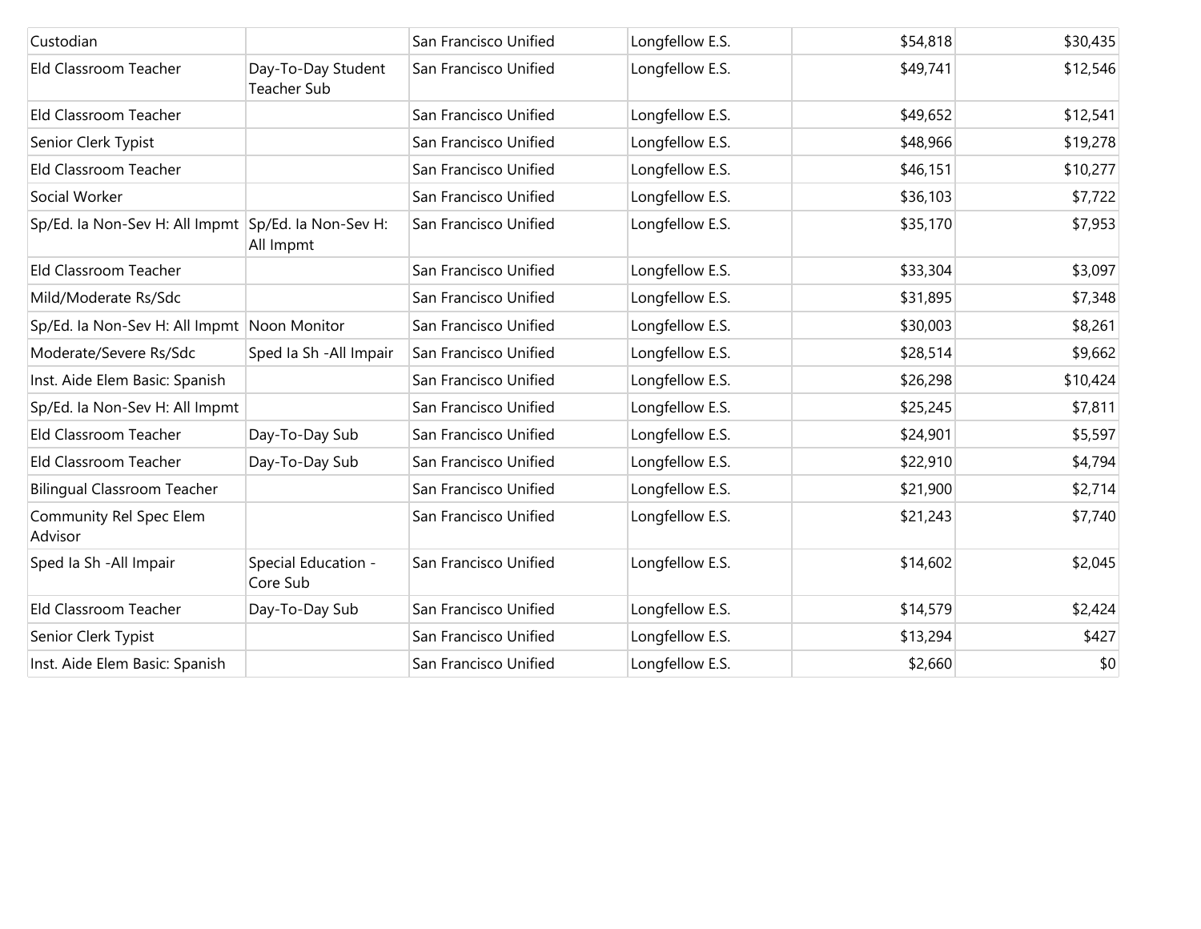| | | | | | |
|---|---|---|---|---|---|
| Custodian | | San Francisco Unified | Longfellow E.S. | $54,818 | $30,435 |
| Eld Classroom Teacher | Day-To-Day Student Teacher Sub | San Francisco Unified | Longfellow E.S. | $49,741 | $12,546 |
| Eld Classroom Teacher | | San Francisco Unified | Longfellow E.S. | $49,652 | $12,541 |
| Senior Clerk Typist | | San Francisco Unified | Longfellow E.S. | $48,966 | $19,278 |
| Eld Classroom Teacher | | San Francisco Unified | Longfellow E.S. | $46,151 | $10,277 |
| Social Worker | | San Francisco Unified | Longfellow E.S. | $36,103 | $7,722 |
| Sp/Ed. Ia Non-Sev H: All Impmt | Sp/Ed. Ia Non-Sev H: All Impmt | San Francisco Unified | Longfellow E.S. | $35,170 | $7,953 |
| Eld Classroom Teacher | | San Francisco Unified | Longfellow E.S. | $33,304 | $3,097 |
| Mild/Moderate Rs/Sdc | | San Francisco Unified | Longfellow E.S. | $31,895 | $7,348 |
| Sp/Ed. Ia Non-Sev H: All Impmt | Noon Monitor | San Francisco Unified | Longfellow E.S. | $30,003 | $8,261 |
| Moderate/Severe Rs/Sdc | Sped Ia Sh -All Impair | San Francisco Unified | Longfellow E.S. | $28,514 | $9,662 |
| Inst. Aide Elem Basic: Spanish | | San Francisco Unified | Longfellow E.S. | $26,298 | $10,424 |
| Sp/Ed. Ia Non-Sev H: All Impmt | | San Francisco Unified | Longfellow E.S. | $25,245 | $7,811 |
| Eld Classroom Teacher | Day-To-Day Sub | San Francisco Unified | Longfellow E.S. | $24,901 | $5,597 |
| Eld Classroom Teacher | Day-To-Day Sub | San Francisco Unified | Longfellow E.S. | $22,910 | $4,794 |
| Bilingual Classroom Teacher | | San Francisco Unified | Longfellow E.S. | $21,900 | $2,714 |
| Community Rel Spec Elem Advisor | | San Francisco Unified | Longfellow E.S. | $21,243 | $7,740 |
| Sped Ia Sh -All Impair | Special Education - Core Sub | San Francisco Unified | Longfellow E.S. | $14,602 | $2,045 |
| Eld Classroom Teacher | Day-To-Day Sub | San Francisco Unified | Longfellow E.S. | $14,579 | $2,424 |
| Senior Clerk Typist | | San Francisco Unified | Longfellow E.S. | $13,294 | $427 |
| Inst. Aide Elem Basic: Spanish | | San Francisco Unified | Longfellow E.S. | $2,660 | $0 |